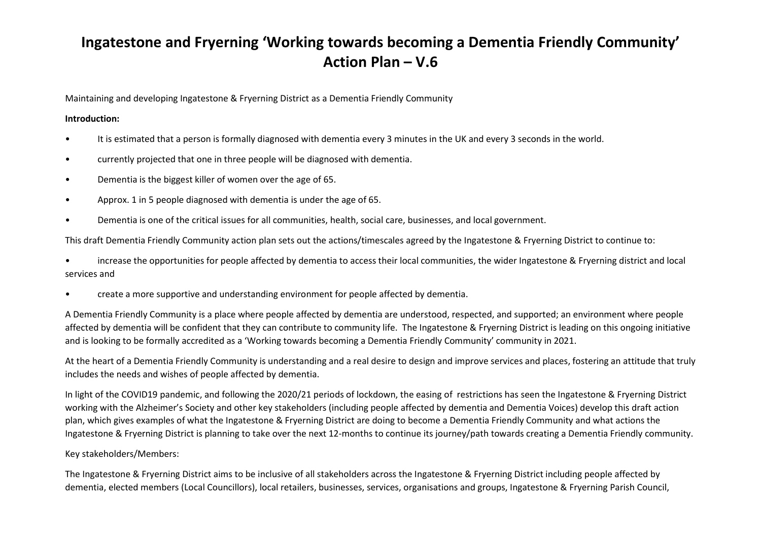# Ingatestone and Fryerning 'Working towards becoming a Dementia Friendly Community' Action Plan – V.6

Maintaining and developing Ingatestone & Fryerning District as a Dementia Friendly Community

**Introduction:**

- It is estimated that a person is formally diagnosed with dementia every 3 minutes in the UK and every 3 seconds in the world.
- currently projected that one in three people will be diagnosed with dementia.
- Dementia is the biggest killer of women over the age of 65.
- Approx. 1 in 5 people diagnosed with dementia is under the age of 65.
- Dementia is one of the critical issues for all communities, health, social care, businesses, and local government.

This draft Dementia Friendly Community action plan sets out the actions/timescales agreed by the Ingatestone & Fryerning District to continue to:

- increase the opportunities for people affected by dementia to access their local communities, the wider Ingatestone & Fryerning district and local services and
- create a more supportive and understanding environment for people affected by dementia.

A Dementia Friendly Community is a place where people affected by dementia are understood, respected, and supported; an environment where people affected by dementia will be confident that they can contribute to community life. The Ingatestone & Fryerning District is leading on this ongoing initiative and is looking to be formally accredited as a 'Working towards becoming a Dementia Friendly Community' community in 2021.

At the heart of a Dementia Friendly Community is understanding and a real desire to design and improve services and places, fostering an attitude that truly includes the needs and wishes of people affected by dementia.

In light of the COVID19 pandemic, and following the 2020/21 periods of lockdown, the easing of restrictions has seen the Ingatestone & Fryerning District working with the Alzheimer's Society and other key stakeholders (including people affected by dementia and Dementia Voices) develop this draft action plan, which gives examples of what the Ingatestone & Fryerning District are doing to become a Dementia Friendly Community and what actions the Ingatestone & Fryerning District is planning to take over the next 12-months to continue its journey/path towards creating a Dementia Friendly community.

Key stakeholders/Members:

The Ingatestone & Fryerning District aims to be inclusive of all stakeholders across the Ingatestone & Fryerning District including people affected by dementia, elected members (Local Councillors), local retailers, businesses, services, organisations and groups, Ingatestone & Fryerning Parish Council,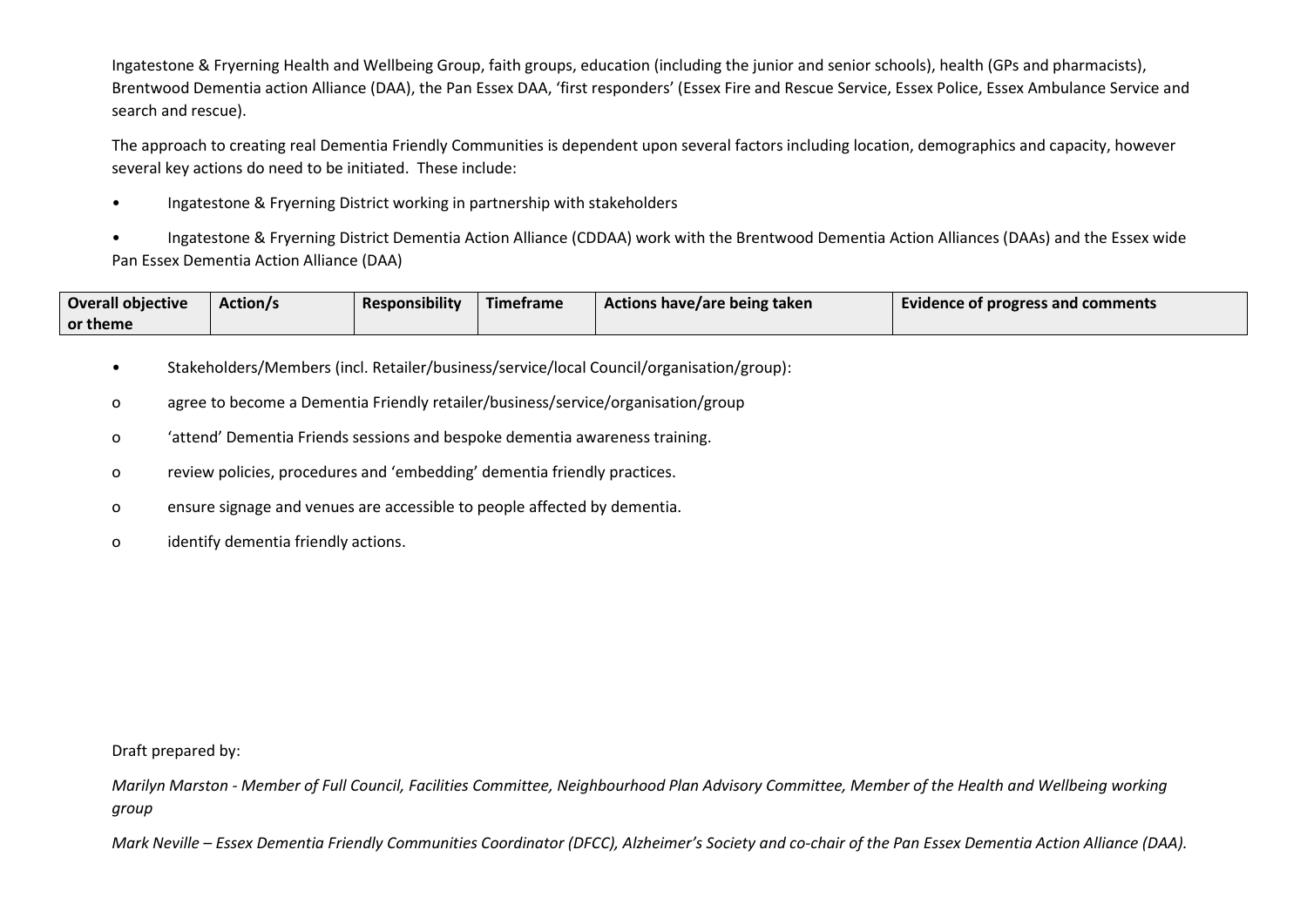Ingatestone & Fryerning Health and Wellbeing Group, faith groups, education (including the junior and senior schools), health (GPs and pharmacists), Brentwood Dementia action Alliance (DAA), the Pan Essex DAA, 'first responders' (Essex Fire and Rescue Service, Essex Police, Essex Ambulance Service and search and rescue).

The approach to creating real Dementia Friendly Communities is dependent upon several factors including location, demographics and capacity, however several key actions do need to be initiated. These include:

- Ingatestone & Fryerning District working in partnership with stakeholders
- Ingatestone & Fryerning District Dementia Action Alliance (CDDAA) work with the Brentwood Dementia Action Alliances (DAAs) and the Essex wide Pan Essex Dementia Action Alliance (DAA)

| Overall objective or theme | Action/s | Responsibility | Timeframe | Actions have/are being taken | Evidence of progress and comments |
|---|---|---|---|---|---|

- Stakeholders/Members (incl. Retailer/business/service/local Council/organisation/group):
    - agree to become a Dementia Friendly retailer/business/service/organisation/group
    - 'attend' Dementia Friends sessions and bespoke dementia awareness training.
    - review policies, procedures and 'embedding' dementia friendly practices.
    - ensure signage and venues are accessible to people affected by dementia.
    - identify dementia friendly actions.

Draft prepared by:

*Marilyn Marston - Member of Full Council, Facilities Committee, Neighbourhood Plan Advisory Committee, Member of the Health and Wellbeing working group*

*Mark Neville – Essex Dementia Friendly Communities Coordinator (DFCC), Alzheimer's Society and co-chair of the Pan Essex Dementia Action Alliance (DAA).*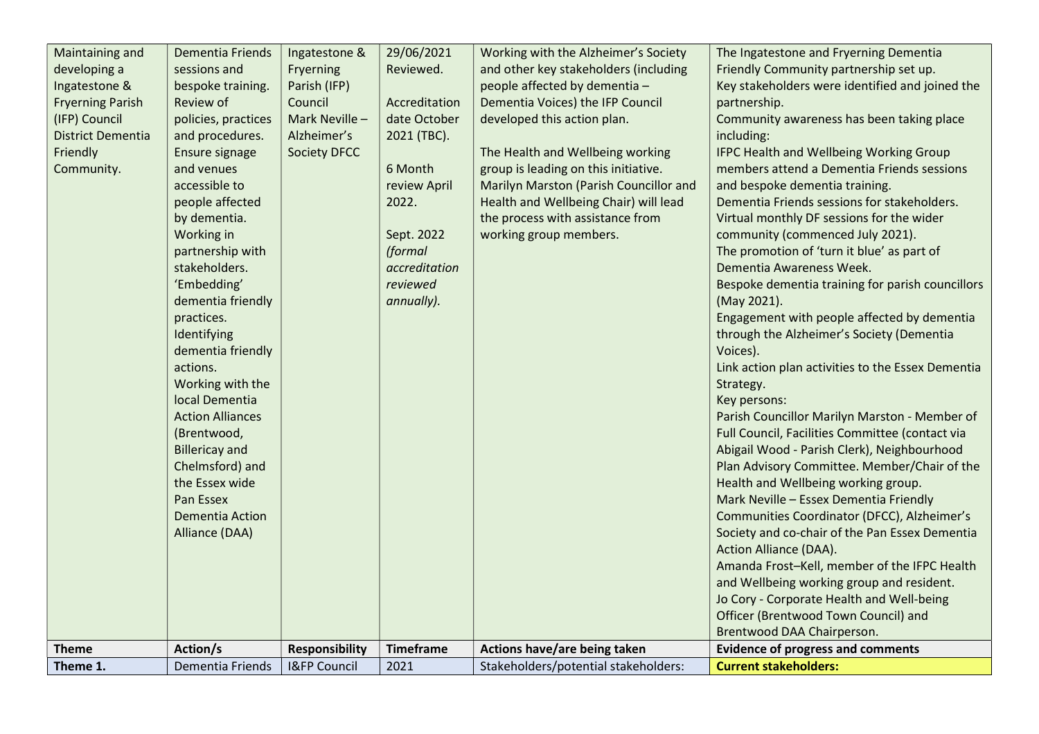| Maintaining and developing a Ingatestone & Fryerning Parish (IFP) Council District Dementia Friendly Community. | Dementia Friends sessions and bespoke training.<br>Review of policies, practices and procedures.<br>Ensure signage and venues accessible to people affected by dementia.<br>Working in partnership with stakeholders.<br>'Embedding' dementia friendly practices.<br>Identifying dementia friendly actions.<br>Working with the local Dementia Action Alliances (Brentwood, Billericay and Chelmsford) and the Essex wide Pan Essex Dementia Action Alliance (DAA) | Ingatestone & Fryerning Parish (IFP) Council<br>Mark Neville – Alzheimer's Society DFCC | 29/06/2021 Reviewed.<br><br>Accreditation date October 2021 (TBC).<br><br>6 Month review April 2022.<br><br>Sept. 2022 *(formal accreditation reviewed annually).* | Working with the Alzheimer's Society and other key stakeholders (including people affected by dementia – Dementia Voices) the IFP Council developed this action plan.<br><br>The Health and Wellbeing working group is leading on this initiative. Marilyn Marston (Parish Councillor and Health and Wellbeing Chair) will lead the process with assistance from working group members. | The Ingatestone and Fryerning Dementia Friendly Community partnership set up.<br>Key stakeholders were identified and joined the partnership.<br>Community awareness has been taking place including:<br>IFPC Health and Wellbeing Working Group members attend a Dementia Friends sessions and bespoke dementia training.<br>Dementia Friends sessions for stakeholders.<br>Virtual monthly DF sessions for the wider community (commenced July 2021).<br>The promotion of 'turn it blue' as part of Dementia Awareness Week.<br>Bespoke dementia training for parish councillors (May 2021).<br>Engagement with people affected by dementia through the Alzheimer's Society (Dementia Voices).<br>Link action plan activities to the Essex Dementia Strategy.<br>Key persons:<br>Parish Councillor Marilyn Marston - Member of Full Council, Facilities Committee (contact via Abigail Wood - Parish Clerk), Neighbourhood Plan Advisory Committee. Member/Chair of the Health and Wellbeing working group.<br>Mark Neville – Essex Dementia Friendly Communities Coordinator (DFCC), Alzheimer's Society and co-chair of the Pan Essex Dementia Action Alliance (DAA).<br>Amanda Frost–Kell, member of the IFPC Health and Wellbeing working group and resident.<br>Jo Cory - Corporate Health and Well-being Officer (Brentwood Town Council) and Brentwood DAA Chairperson. |
|---|---|---|---|---|---|
| **Theme** | **Action/s** | **Responsibility** | **Timeframe** | **Actions have/are being taken** | **Evidence of progress and comments** |
| **Theme 1.** | Dementia Friends | I&FP Council | 2021 | Stakeholders/potential stakeholders: | **Current stakeholders:** |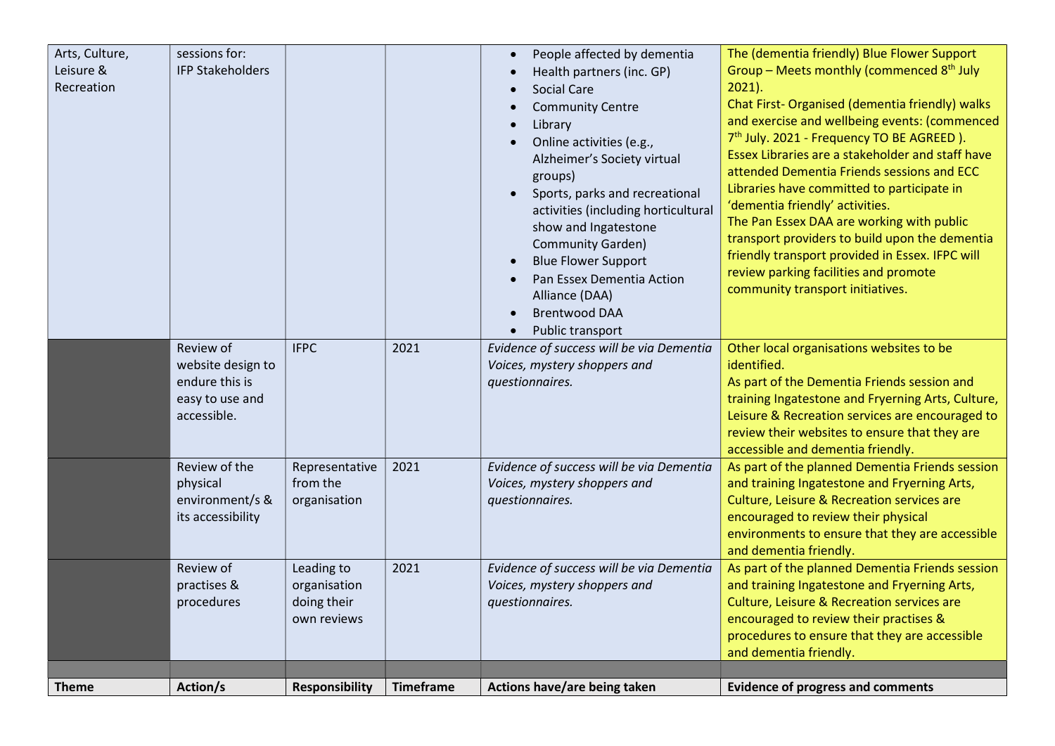| Theme | Action/s | Responsibility | Timeframe | Actions have/are being taken | Evidence of progress and comments |
|---|---|---|---|---|---|
| Arts, Culture, Leisure & Recreation | sessions for: IFP Stakeholders | | | • People affected by dementia<br>• Health partners (inc. GP)<br>• Social Care<br>• Community Centre<br>• Library<br>• Online activities (e.g., Alzheimer's Society virtual groups)<br>• Sports, parks and recreational activities (including horticultural show and Ingatestone Community Garden)<br>• Blue Flower Support<br>• Pan Essex Dementia Action Alliance (DAA)<br>• Brentwood DAA<br>• Public transport | The (dementia friendly) Blue Flower Support Group – Meets monthly (commenced 8th July 2021).<br>Chat First- Organised (dementia friendly) walks and exercise and wellbeing events: (commenced 7th July. 2021 - Frequency TO BE AGREED ).<br>Essex Libraries are a stakeholder and staff have attended Dementia Friends sessions and ECC Libraries have committed to participate in 'dementia friendly' activities.<br>The Pan Essex DAA are working with public transport providers to build upon the dementia friendly transport provided in Essex. IFPC will review parking facilities and promote community transport initiatives. |
| | Review of website design to endure this is easy to use and accessible. | IFPC | 2021 | *Evidence of success will be via Dementia Voices, mystery shoppers and questionnaires.* | Other local organisations websites to be identified.<br>As part of the Dementia Friends session and training Ingatestone and Fryerning Arts, Culture, Leisure & Recreation services are encouraged to review their websites to ensure that they are accessible and dementia friendly. |
| | Review of the physical environment/s & its accessibility | Representative from the organisation | 2021 | *Evidence of success will be via Dementia Voices, mystery shoppers and questionnaires.* | As part of the planned Dementia Friends session and training Ingatestone and Fryerning Arts, Culture, Leisure & Recreation services are encouraged to review their physical environments to ensure that they are accessible and dementia friendly. |
| | Review of practises & procedures | Leading to organisation doing their own reviews | 2021 | *Evidence of success will be via Dementia Voices, mystery shoppers and questionnaires.* | As part of the planned Dementia Friends session and training Ingatestone and Fryerning Arts, Culture, Leisure & Recreation services are encouraged to review their practises & procedures to ensure that they are accessible and dementia friendly. |
| | | | | | |
| **Theme** | **Action/s** | **Responsibility** | **Timeframe** | **Actions have/are being taken** | **Evidence of progress and comments** |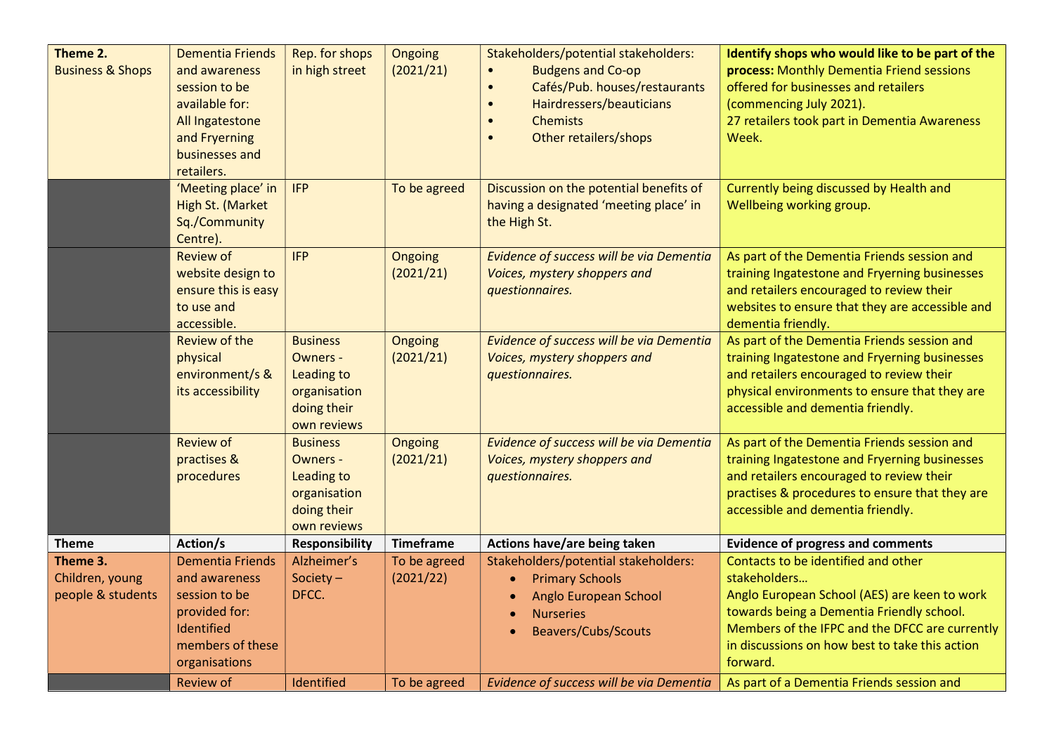| Theme | Action/s | Responsibility | Timeframe | Actions have/are being taken | Evidence of progress and comments |
|---|---|---|---|---|---|
| **Theme 2.** Business & Shops | Dementia Friends and awareness session to be available for: All Ingatestone and Fryerning businesses and retailers. | Rep. for shops in high street | Ongoing (2021/21) | Stakeholders/potential stakeholders: <br>• Budgens and Co-op <br>• Cafés/Pub. houses/restaurants <br>• Hairdressers/beauticians <br>• Chemists <br>• Other retailers/shops | **Identify shops who would like to be part of the process:** Monthly Dementia Friend sessions offered for businesses and retailers (commencing July 2021). 27 retailers took part in Dementia Awareness Week. |
| | 'Meeting place' in High St. (Market Sq./Community Centre). | IFP | To be agreed | Discussion on the potential benefits of having a designated 'meeting place' in the High St. | Currently being discussed by Health and Wellbeing working group. |
| | Review of website design to ensure this is easy to use and accessible. | IFP | Ongoing (2021/21) | *Evidence of success will be via Dementia Voices, mystery shoppers and questionnaires.* | As part of the Dementia Friends session and training Ingatestone and Fryerning businesses and retailers encouraged to review their websites to ensure that they are accessible and dementia friendly. |
| | Review of the physical environment/s & its accessibility | Business Owners - Leading to organisation doing their own reviews | Ongoing (2021/21) | *Evidence of success will be via Dementia Voices, mystery shoppers and questionnaires.* | As part of the Dementia Friends session and training Ingatestone and Fryerning businesses and retailers encouraged to review their physical environments to ensure that they are accessible and dementia friendly. |
| | Review of practises & procedures | Business Owners - Leading to organisation doing their own reviews | Ongoing (2021/21) | *Evidence of success will be via Dementia Voices, mystery shoppers and questionnaires.* | As part of the Dementia Friends session and training Ingatestone and Fryerning businesses and retailers encouraged to review their practises & procedures to ensure that they are accessible and dementia friendly. |
| **Theme** | **Action/s** | **Responsibility** | **Timeframe** | **Actions have/are being taken** | **Evidence of progress and comments** |
| **Theme 3.** Children, young people & students | Dementia Friends and awareness session to be provided for: Identified members of these organisations | Alzheimer's Society – DFCC. | To be agreed (2021/22) | Stakeholders/potential stakeholders: <br>• Primary Schools <br>• Anglo European School <br>• Nurseries <br>• Beavers/Cubs/Scouts | Contacts to be identified and other stakeholders… Anglo European School (AES) are keen to work towards being a Dementia Friendly school. Members of the IFPC and the DFCC are currently in discussions on how best to take this action forward. |
| | Review of | Identified | To be agreed | *Evidence of success will be via Dementia* | As part of a Dementia Friends session and |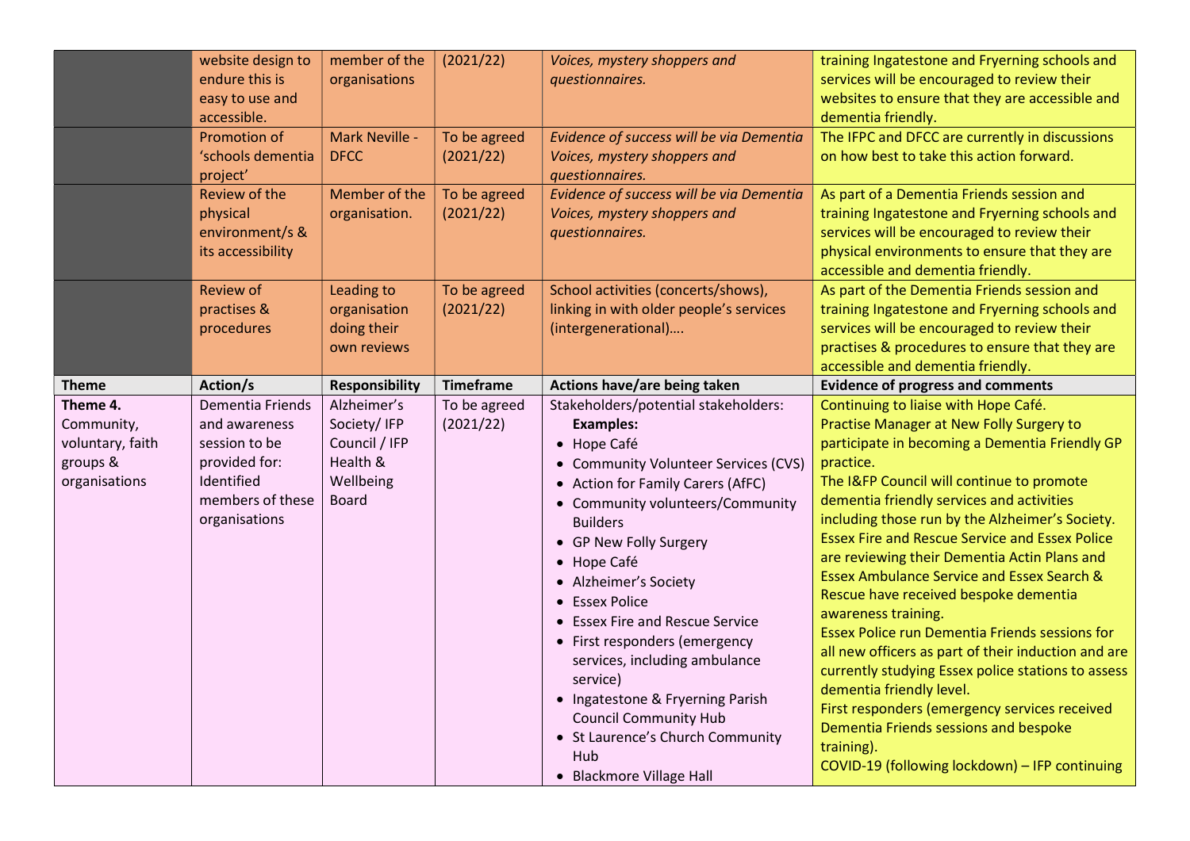| | website design to endure this is easy to use and accessible. | member of the organisations | (2021/22) | *Voices, mystery shoppers and questionnaires.* | training Ingatestone and Fryerning schools and services will be encouraged to review their websites to ensure that they are accessible and dementia friendly. |
|---|---|---|---|---|---|
| | Promotion of 'schools dementia project' | Mark Neville - DFCC | To be agreed (2021/22) | *Evidence of success will be via Dementia Voices, mystery shoppers and questionnaires.* | The IFPC and DFCC are currently in discussions on how best to take this action forward. |
| | Review of the physical environment/s & its accessibility | Member of the organisation. | To be agreed (2021/22) | *Evidence of success will be via Dementia Voices, mystery shoppers and questionnaires.* | As part of a Dementia Friends session and training Ingatestone and Fryerning schools and services will be encouraged to review their physical environments to ensure that they are accessible and dementia friendly. |
| | Review of practises & procedures | Leading to organisation doing their own reviews | To be agreed (2021/22) | School activities (concerts/shows), linking in with older people's services (intergenerational)…. | As part of the Dementia Friends session and training Ingatestone and Fryerning schools and services will be encouraged to review their practises & procedures to ensure that they are accessible and dementia friendly. |
| **Theme** | **Action/s** | **Responsibility** | **Timeframe** | **Actions have/are being taken** | **Evidence of progress and comments** |
| **Theme 4.** Community, voluntary, faith groups & organisations | Dementia Friends and awareness session to be provided for: Identified members of these organisations | Alzheimer's Society/ IFP Council / IFP Health & Wellbeing Board | To be agreed (2021/22) | Stakeholders/potential stakeholders: **Examples:** <br>• Hope Café <br>• Community Volunteer Services (CVS) <br>• Action for Family Carers (AfFC) <br>• Community volunteers/Community Builders <br>• GP New Folly Surgery <br>• Hope Café <br>• Alzheimer's Society <br>• Essex Police <br>• Essex Fire and Rescue Service <br>• First responders (emergency services, including ambulance service) <br>• Ingatestone & Fryerning Parish Council Community Hub <br>• St Laurence's Church Community Hub <br>• Blackmore Village Hall | Continuing to liaise with Hope Café. <br>Practise Manager at New Folly Surgery to participate in becoming a Dementia Friendly GP practice. <br>The I&FP Council will continue to promote dementia friendly services and activities including those run by the Alzheimer's Society. <br>Essex Fire and Rescue Service and Essex Police are reviewing their Dementia Actin Plans and Essex Ambulance Service and Essex Search & Rescue have received bespoke dementia awareness training. <br>Essex Police run Dementia Friends sessions for all new officers as part of their induction and are currently studying Essex police stations to assess dementia friendly level. <br>First responders (emergency services received Dementia Friends sessions and bespoke training). <br>COVID-19 (following lockdown) – IFP continuing |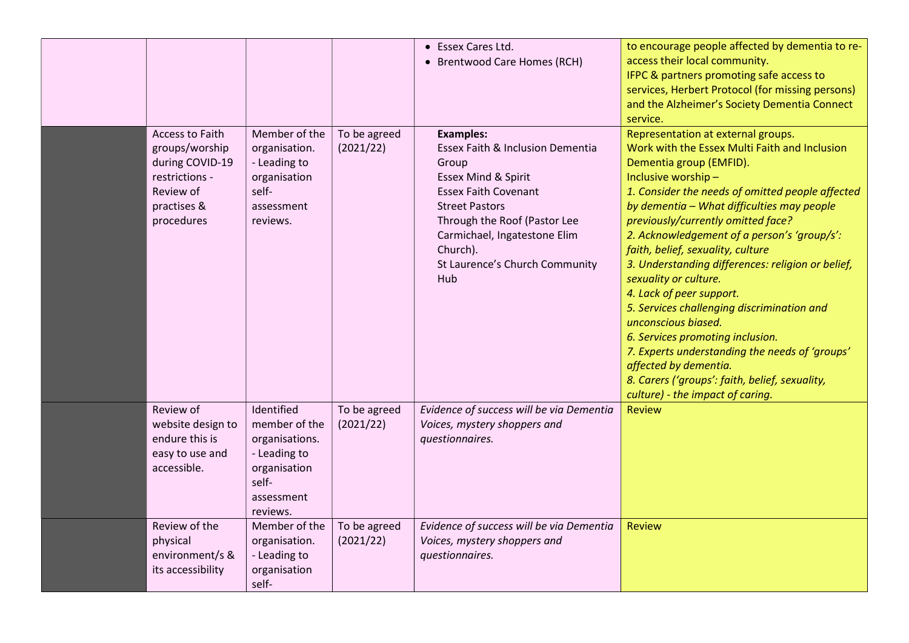| | | | | | |
|---|---|---|---|---|---|
| | | | | • Essex Cares Ltd.<br>• Brentwood Care Homes (RCH) | to encourage people affected by dementia to re-access their local community.<br>IFPC & partners promoting safe access to services, Herbert Protocol (for missing persons) and the Alzheimer's Society Dementia Connect service. |
| | Access to Faith groups/worship during COVID-19 restrictions - Review of practises & procedures | Member of the organisation.<br>- Leading to organisation self-assessment reviews. | To be agreed (2021/22) | **Examples:**<br>Essex Faith & Inclusion Dementia Group<br>Essex Mind & Spirit<br>Essex Faith Covenant<br>Street Pastors<br>Through the Roof (Pastor Lee Carmichael, Ingatestone Elim Church).<br>St Laurence's Church Community Hub | Representation at external groups.<br>Work with the Essex Multi Faith and Inclusion Dementia group (EMFID).<br>Inclusive worship –<br>*1. Consider the needs of omitted people affected by dementia – What difficulties may people previously/currently omitted face?*<br>*2. Acknowledgement of a person's 'group/s': faith, belief, sexuality, culture*<br>*3. Understanding differences: religion or belief, sexuality or culture.*<br>*4. Lack of peer support.*<br>*5. Services challenging discrimination and unconscious biased.*<br>*6. Services promoting inclusion.*<br>*7. Experts understanding the needs of 'groups' affected by dementia.*<br>*8. Carers ('groups': faith, belief, sexuality, culture) - the impact of caring.* |
| | Review of website design to endure this is easy to use and accessible. | Identified member of the organisations.<br>- Leading to organisation self-assessment reviews. | To be agreed (2021/22) | *Evidence of success will be via Dementia Voices, mystery shoppers and questionnaires.* | Review |
| | Review of the physical environment/s & its accessibility | Member of the organisation.<br>- Leading to organisation self- | To be agreed (2021/22) | *Evidence of success will be via Dementia Voices, mystery shoppers and questionnaires.* | Review |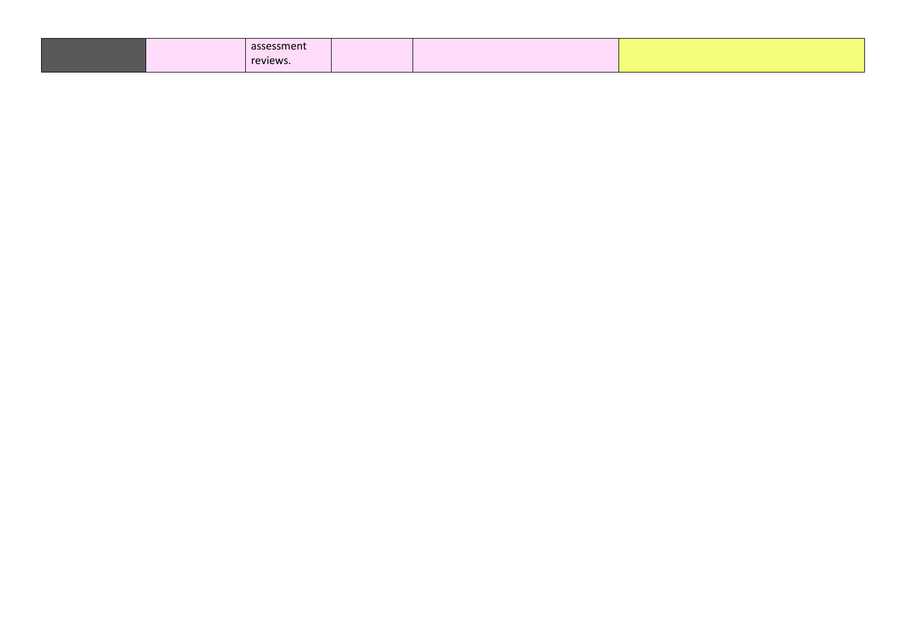| | | | | | |
|---|---|---|---|---|---|
| | | assessment reviews. | | | |